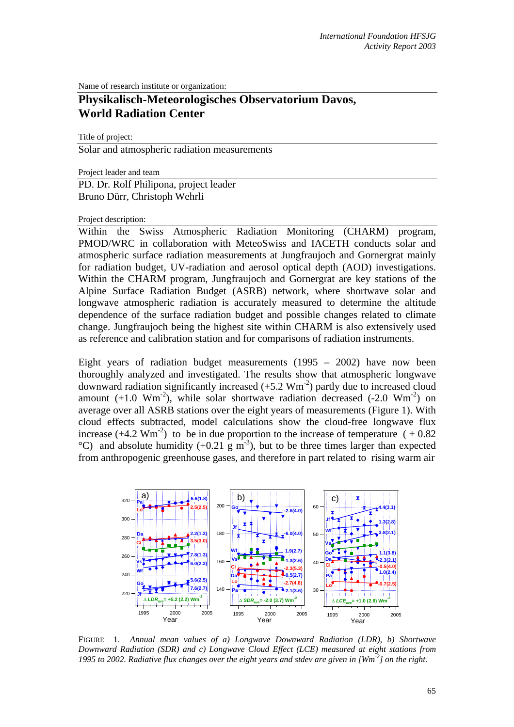Name of research institute or organization:

# Physikalisch-Meteorologisches Observatorium Davos, World Radiation Center

Title of project:

Solar and atmospheric radiation measurements

Project leader and team

PD. Dr. Rolf Philipona, project leader
Bruno Dürr, Christoph Wehrli

Project description:

Within the Swiss Atmospheric Radiation Monitoring (CHARM) program, PMOD/WRC in collaboration with MeteoSwiss and IACETH conducts solar and atmospheric surface radiation measurements at Jungfraujoch and Gornergrat mainly for radiation budget, UV-radiation and aerosol optical depth (AOD) investigations. Within the CHARM program, Jungfraujoch and Gornergrat are key stations of the Alpine Surface Radiation Budget (ASRB) network, where shortwave solar and longwave atmospheric radiation is accurately measured to determine the altitude dependence of the surface radiation budget and possible changes related to climate change. Jungfraujoch being the highest site within CHARM is also extensively used as reference and calibration station and for comparisons of radiation instruments.

Eight years of radiation budget measurements (1995 – 2002) have now been thoroughly analyzed and investigated. The results show that atmospheric longwave downward radiation significantly increased (+5.2 $Wm^{-2}$) partly due to increased cloud amount (+1.0 $Wm^{-2}$), while solar shortwave radiation decreased (-2.0 $Wm^{-2}$) on average over all ASRB stations over the eight years of measurements (Figure 1). With cloud effects subtracted, model calculations show the cloud-free longwave flux increase (+4.2 $Wm^{-2}$) to be in due proportion to the increase of temperature ( + 0.82 °C) and absolute humidity (+0.21 g $m^{-3}$), but to be three times larger than expected from anthropogenic greenhouse gases, and therefore in part related to rising warm air

FIGURE 1. *Annual mean values of a) Longwave Downward Radiation (LDR), b) Shortwave Downward Radiation (SDR) and c) Longwave Cloud Effect (LCE) measured at eight stations from 1995 to 2002. Radiative flux changes over the eight years and stdev are given in [$Wm^{-2}$] on the right.*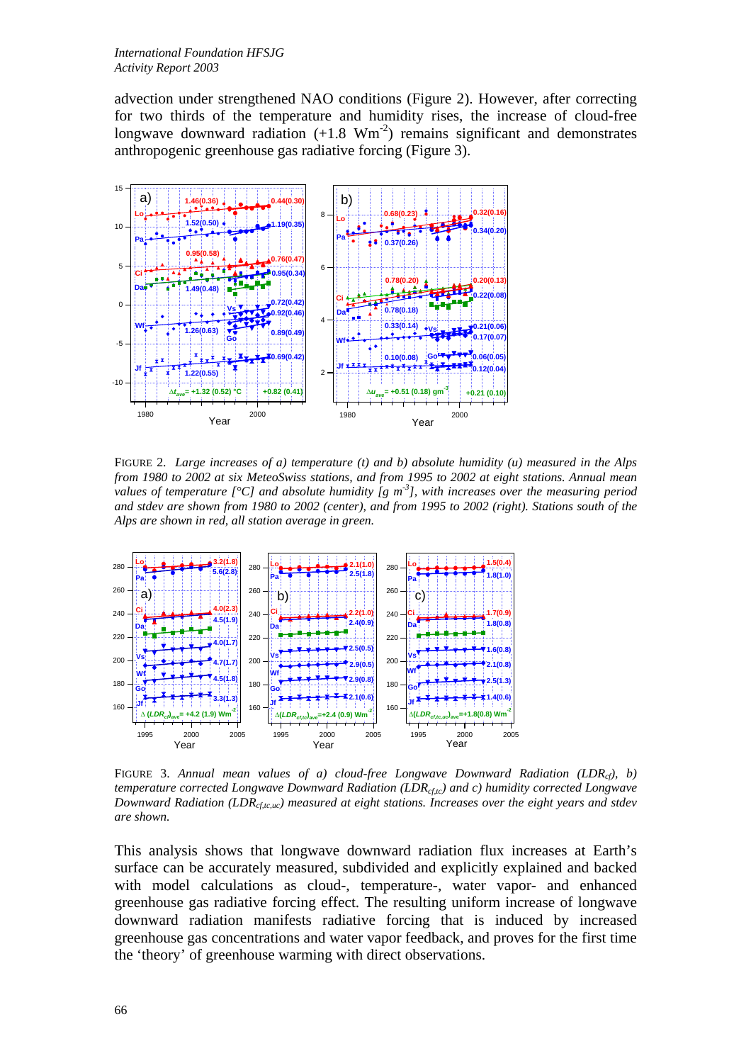advection under strengthened NAO conditions (Figure 2). However, after correcting for two thirds of the temperature and humidity rises, the increase of cloud-free longwave downward radiation (+1.8 $Wm^{-2}$) remains significant and demonstrates anthropogenic greenhouse gas radiative forcing (Figure 3).

FIGURE 2. *Large increases of a) temperature (t) and b) absolute humidity (u) measured in the Alps from 1980 to 2002 at six MeteoSwiss stations, and from 1995 to 2002 at eight stations. Annual mean values of temperature [°C] and absolute humidity [g $m^{-3}$], with increases over the measuring period and stdev are shown from 1980 to 2002 (center), and from 1995 to 2002 (right). Stations south of the Alps are shown in red, all station average in green.*

FIGURE 3. *Annual mean values of a) cloud-free Longwave Downward Radiation ($LDR_{cf}$), b) temperature corrected Longwave Downward Radiation ($LDR_{cf,tc}$) and c) humidity corrected Longwave Downward Radiation ($LDR_{cf,tc,uc}$) measured at eight stations. Increases over the eight years and stdev are shown.*

This analysis shows that longwave downward radiation flux increases at Earth's surface can be accurately measured, subdivided and explicitly explained and backed with model calculations as cloud-, temperature-, water vapor- and enhanced greenhouse gas radiative forcing effect. The resulting uniform increase of longwave downward radiation manifests radiative forcing that is induced by increased greenhouse gas concentrations and water vapor feedback, and proves for the first time the 'theory' of greenhouse warming with direct observations.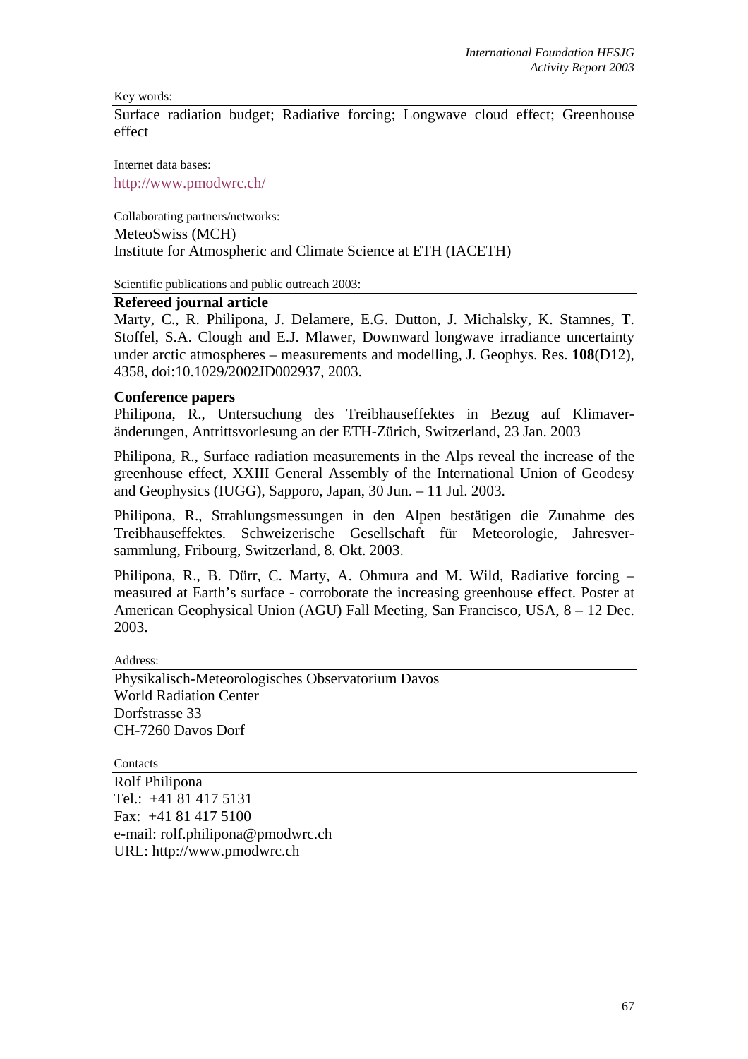Key words:

Surface radiation budget; Radiative forcing; Longwave cloud effect; Greenhouse effect

Internet data bases:

http://www.pmodwrc.ch/

Collaborating partners/networks:

MeteoSwiss (MCH)
Institute for Atmospheric and Climate Science at ETH (IACETH)

Scientific publications and public outreach 2003:

**Refereed journal article**

Marty, C., R. Philipona, J. Delamere, E.G. Dutton, J. Michalsky, K. Stamnes, T. Stoffel, S.A. Clough and E.J. Mlawer, Downward longwave irradiance uncertainty under arctic atmospheres – measurements and modelling, J. Geophys. Res. **108**(D12), 4358, doi:10.1029/2002JD002937, 2003.

**Conference papers**

Philipona, R., Untersuchung des Treibhauseffektes in Bezug auf Klimaveränderungen, Antrittsvorlesung an der ETH-Zürich, Switzerland, 23 Jan. 2003

Philipona, R., Surface radiation measurements in the Alps reveal the increase of the greenhouse effect, XXIII General Assembly of the International Union of Geodesy and Geophysics (IUGG), Sapporo, Japan, 30 Jun. – 11 Jul. 2003.

Philipona, R., Strahlungsmessungen in den Alpen bestätigen die Zunahme des Treibhauseffektes. Schweizerische Gesellschaft für Meteorologie, Jahresversammlung, Fribourg, Switzerland, 8. Okt. 2003.

Philipona, R., B. Dürr, C. Marty, A. Ohmura and M. Wild, Radiative forcing – measured at Earth's surface - corroborate the increasing greenhouse effect. Poster at American Geophysical Union (AGU) Fall Meeting, San Francisco, USA, 8 – 12 Dec. 2003.

Address:

Physikalisch-Meteorologisches Observatorium Davos
World Radiation Center
Dorfstrasse 33
CH-7260 Davos Dorf

Contacts

Rolf Philipona
Tel.: +41 81 417 5131
Fax: +41 81 417 5100
e-mail: rolf.philipona@pmodwrc.ch
URL: http://www.pmodwrc.ch